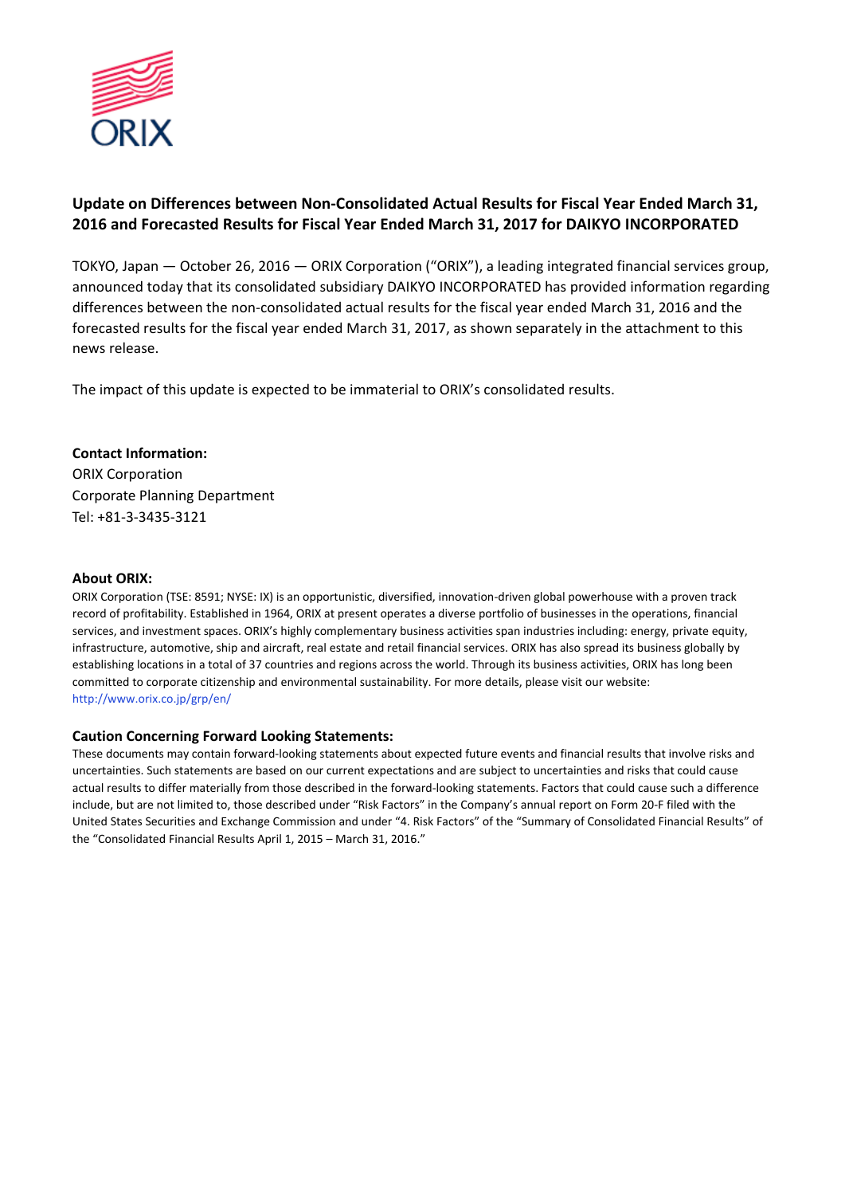# Update on Differences between Non-Consolidated Actual Results for Fiscal Year Ended March 31, 2016 and Forecasted Results for Fiscal Year Ended March 31, 2017 for DAIKYO INCORPORATED

TOKYO, Japan — October 26, 2016 — ORIX Corporation ("ORIX"), a leading integrated financial services group, announced today that its consolidated subsidiary DAIKYO INCORPORATED has provided information regarding differences between the non-consolidated actual results for the fiscal year ended March 31, 2016 and the forecasted results for the fiscal year ended March 31, 2017, as shown separately in the attachment to this news release.

The impact of this update is expected to be immaterial to ORIX's consolidated results.

**Contact Information:**
ORIX Corporation
Corporate Planning Department
Tel: +81-3-3435-3121

### About ORIX:

ORIX Corporation (TSE: 8591; NYSE: IX) is an opportunistic, diversified, innovation-driven global powerhouse with a proven track record of profitability. Established in 1964, ORIX at present operates a diverse portfolio of businesses in the operations, financial services, and investment spaces. ORIX's highly complementary business activities span industries including: energy, private equity, infrastructure, automotive, ship and aircraft, real estate and retail financial services. ORIX has also spread its business globally by establishing locations in a total of 37 countries and regions across the world. Through its business activities, ORIX has long been committed to corporate citizenship and environmental sustainability. For more details, please visit our website: http://www.orix.co.jp/grp/en/

### Caution Concerning Forward Looking Statements:

These documents may contain forward-looking statements about expected future events and financial results that involve risks and uncertainties. Such statements are based on our current expectations and are subject to uncertainties and risks that could cause actual results to differ materially from those described in the forward-looking statements. Factors that could cause such a difference include, but are not limited to, those described under "Risk Factors" in the Company's annual report on Form 20-F filed with the United States Securities and Exchange Commission and under "4. Risk Factors" of the "Summary of Consolidated Financial Results" of the "Consolidated Financial Results April 1, 2015 – March 31, 2016."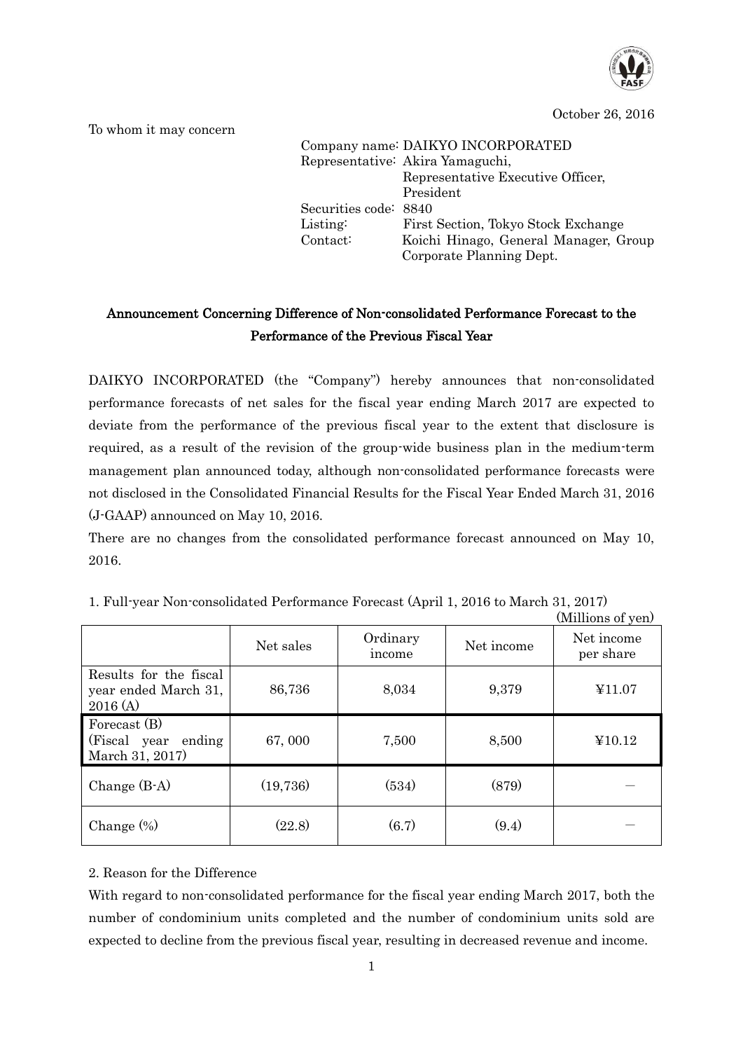October 26, 2016

To whom it may concern

Company name: DAIKYO INCORPORATED
Representative: Akira Yamaguchi, Representative Executive Officer, President
Securities code: 8840
Listing: First Section, Tokyo Stock Exchange
Contact: Koichi Hinago, General Manager, Group Corporate Planning Dept.

## Announcement Concerning Difference of Non-consolidated Performance Forecast to the Performance of the Previous Fiscal Year

DAIKYO INCORPORATED (the "Company") hereby announces that non-consolidated performance forecasts of net sales for the fiscal year ending March 2017 are expected to deviate from the performance of the previous fiscal year to the extent that disclosure is required, as a result of the revision of the group-wide business plan in the medium-term management plan announced today, although non-consolidated performance forecasts were not disclosed in the Consolidated Financial Results for the Fiscal Year Ended March 31, 2016 (J-GAAP) announced on May 10, 2016.

There are no changes from the consolidated performance forecast announced on May 10, 2016.

1. Full-year Non-consolidated Performance Forecast (April 1, 2016 to March 31, 2017)

(Millions of yen)

| | Net sales | Ordinary income | Net income | Net income per share |
|---|---|---|---|---|
| Results for the fiscal year ended March 31, 2016 (A) | 86,736 | 8,034 | 9,379 | ¥11.07 |
| Forecast (B) (Fiscal year ending March 31, 2017) | 67, 000 | 7,500 | 8,500 | ¥10.12 |
| Change (B-A) | (19,736) | (534) | (879) | ― |
| Change (%) | (22.8) | (6.7) | (9.4) | ― |

2. Reason for the Difference

With regard to non-consolidated performance for the fiscal year ending March 2017, both the number of condominium units completed and the number of condominium units sold are expected to decline from the previous fiscal year, resulting in decreased revenue and income.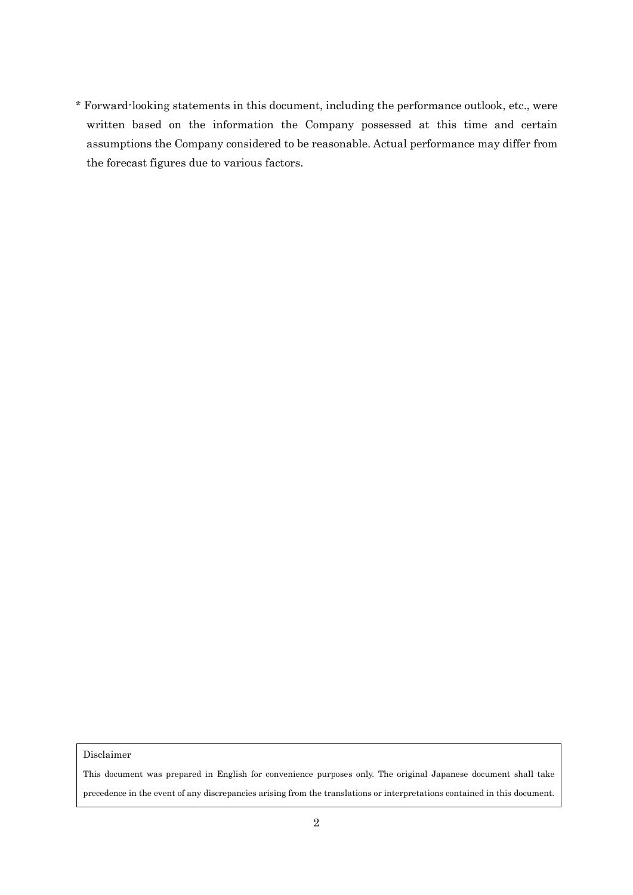* Forward-looking statements in this document, including the performance outlook, etc., were written based on the information the Company possessed at this time and certain assumptions the Company considered to be reasonable. Actual performance may differ from the forecast figures due to various factors.

Disclaimer

This document was prepared in English for convenience purposes only. The original Japanese document shall take precedence in the event of any discrepancies arising from the translations or interpretations contained in this document.